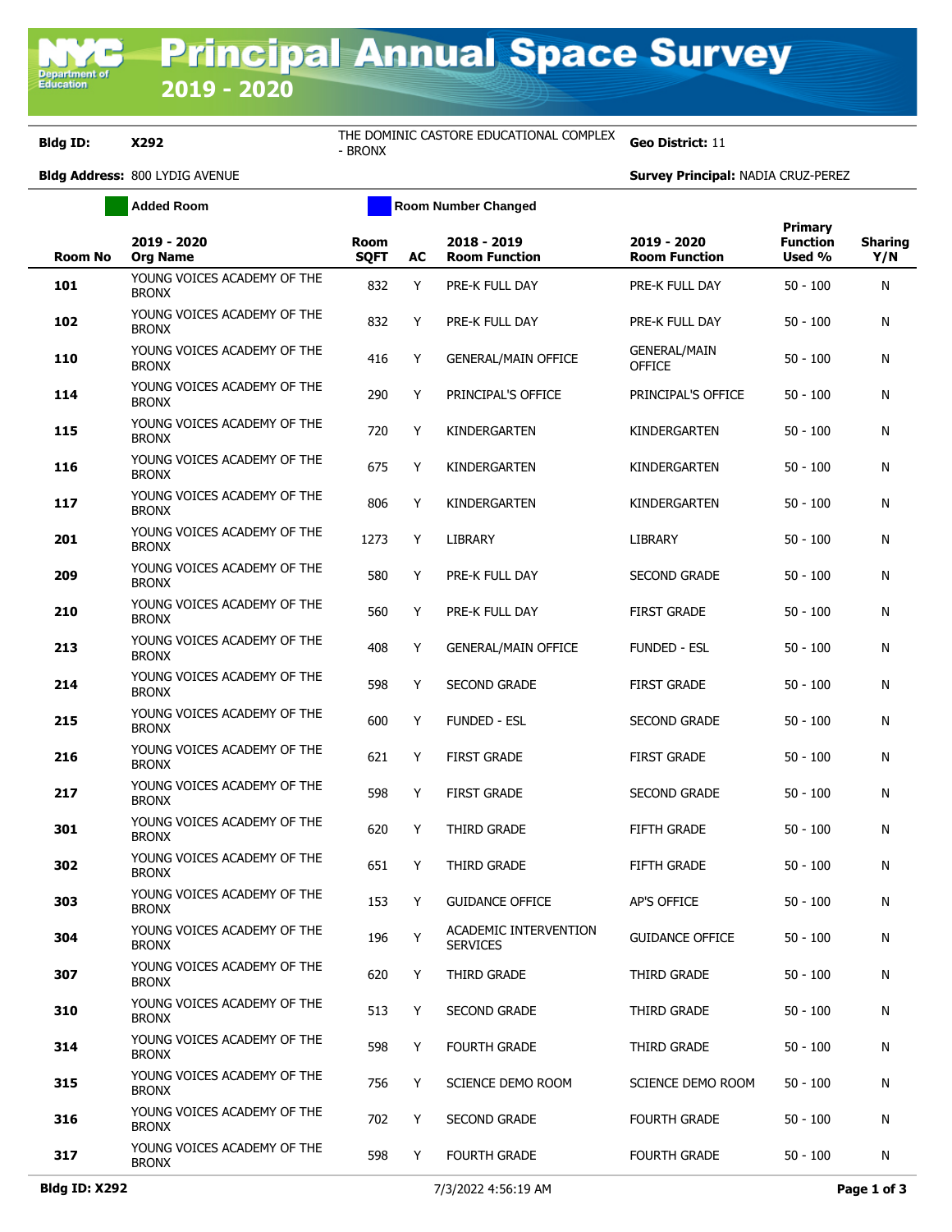# Principal Annual Space Survey 2019 - 2020

**Bldg ID:** X292 THE DOMINIC CASTORE EDUCATIONAL COMPLEX - BRONX **Geo District:** 11

**Bldg Address:** 800 LYDIG AVENUE **Survey Principal:** NADIA CRUZ-PEREZ

Added Room | Room Number Changed

| Room No | 2019 - 2020 Org Name | Room SQFT | AC | 2018 - 2019 Room Function | 2019 - 2020 Room Function | Primary Function Used % | Sharing Y/N |
|---|---|---|---|---|---|---|---|
| 101 | YOUNG VOICES ACADEMY OF THE BRONX | 832 | Y | PRE-K FULL DAY | PRE-K FULL DAY | 50 - 100 | N |
| 102 | YOUNG VOICES ACADEMY OF THE BRONX | 832 | Y | PRE-K FULL DAY | PRE-K FULL DAY | 50 - 100 | N |
| 110 | YOUNG VOICES ACADEMY OF THE BRONX | 416 | Y | GENERAL/MAIN OFFICE | GENERAL/MAIN OFFICE | 50 - 100 | N |
| 114 | YOUNG VOICES ACADEMY OF THE BRONX | 290 | Y | PRINCIPAL'S OFFICE | PRINCIPAL'S OFFICE | 50 - 100 | N |
| 115 | YOUNG VOICES ACADEMY OF THE BRONX | 720 | Y | KINDERGARTEN | KINDERGARTEN | 50 - 100 | N |
| 116 | YOUNG VOICES ACADEMY OF THE BRONX | 675 | Y | KINDERGARTEN | KINDERGARTEN | 50 - 100 | N |
| 117 | YOUNG VOICES ACADEMY OF THE BRONX | 806 | Y | KINDERGARTEN | KINDERGARTEN | 50 - 100 | N |
| 201 | YOUNG VOICES ACADEMY OF THE BRONX | 1273 | Y | LIBRARY | LIBRARY | 50 - 100 | N |
| 209 | YOUNG VOICES ACADEMY OF THE BRONX | 580 | Y | PRE-K FULL DAY | SECOND GRADE | 50 - 100 | N |
| 210 | YOUNG VOICES ACADEMY OF THE BRONX | 560 | Y | PRE-K FULL DAY | FIRST GRADE | 50 - 100 | N |
| 213 | YOUNG VOICES ACADEMY OF THE BRONX | 408 | Y | GENERAL/MAIN OFFICE | FUNDED - ESL | 50 - 100 | N |
| 214 | YOUNG VOICES ACADEMY OF THE BRONX | 598 | Y | SECOND GRADE | FIRST GRADE | 50 - 100 | N |
| 215 | YOUNG VOICES ACADEMY OF THE BRONX | 600 | Y | FUNDED - ESL | SECOND GRADE | 50 - 100 | N |
| 216 | YOUNG VOICES ACADEMY OF THE BRONX | 621 | Y | FIRST GRADE | FIRST GRADE | 50 - 100 | N |
| 217 | YOUNG VOICES ACADEMY OF THE BRONX | 598 | Y | FIRST GRADE | SECOND GRADE | 50 - 100 | N |
| 301 | YOUNG VOICES ACADEMY OF THE BRONX | 620 | Y | THIRD GRADE | FIFTH GRADE | 50 - 100 | N |
| 302 | YOUNG VOICES ACADEMY OF THE BRONX | 651 | Y | THIRD GRADE | FIFTH GRADE | 50 - 100 | N |
| 303 | YOUNG VOICES ACADEMY OF THE BRONX | 153 | Y | GUIDANCE OFFICE | AP'S OFFICE | 50 - 100 | N |
| 304 | YOUNG VOICES ACADEMY OF THE BRONX | 196 | Y | ACADEMIC INTERVENTION SERVICES | GUIDANCE OFFICE | 50 - 100 | N |
| 307 | YOUNG VOICES ACADEMY OF THE BRONX | 620 | Y | THIRD GRADE | THIRD GRADE | 50 - 100 | N |
| 310 | YOUNG VOICES ACADEMY OF THE BRONX | 513 | Y | SECOND GRADE | THIRD GRADE | 50 - 100 | N |
| 314 | YOUNG VOICES ACADEMY OF THE BRONX | 598 | Y | FOURTH GRADE | THIRD GRADE | 50 - 100 | N |
| 315 | YOUNG VOICES ACADEMY OF THE BRONX | 756 | Y | SCIENCE DEMO ROOM | SCIENCE DEMO ROOM | 50 - 100 | N |
| 316 | YOUNG VOICES ACADEMY OF THE BRONX | 702 | Y | SECOND GRADE | FOURTH GRADE | 50 - 100 | N |
| 317 | YOUNG VOICES ACADEMY OF THE BRONX | 598 | Y | FOURTH GRADE | FOURTH GRADE | 50 - 100 | N |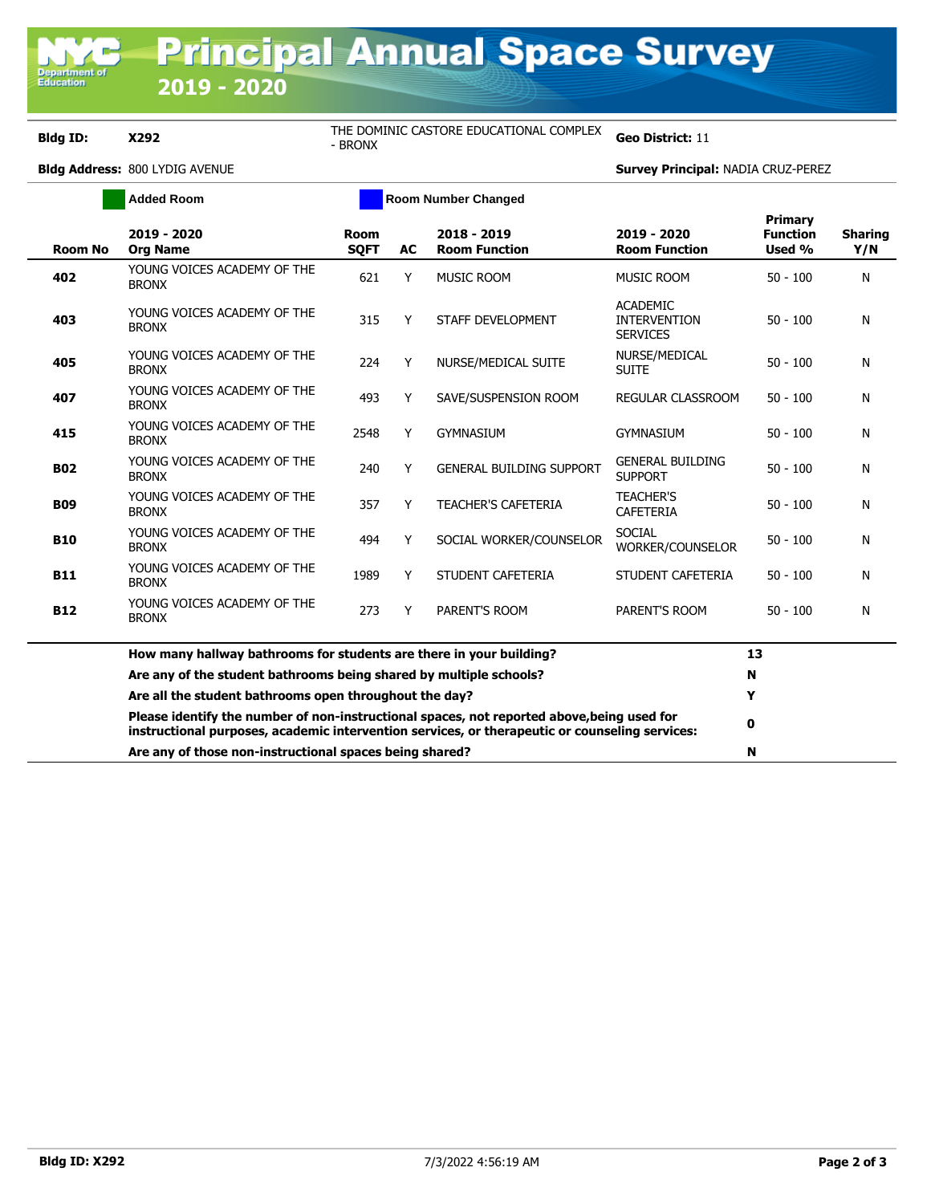# Principal Annual Space Survey

## 2019 - 2020

**Bldg ID:** **X292** THE DOMINIC CASTORE EDUCATIONAL COMPLEX - BRONX **Geo District:** 11

**Bldg Address:** 800 LYDIG AVENUE **Survey Principal:** NADIA CRUZ-PEREZ

Added Room | Room Number Changed

| Room No | 2019 - 2020 Org Name | Room SQFT | AC | 2018 - 2019 Room Function | 2019 - 2020 Room Function | Primary Function Used % | Sharing Y/N |
|---|---|---|---|---|---|---|---|
| **402** | YOUNG VOICES ACADEMY OF THE BRONX | 621 | Y | MUSIC ROOM | MUSIC ROOM | 50 - 100 | N |
| **403** | YOUNG VOICES ACADEMY OF THE BRONX | 315 | Y | STAFF DEVELOPMENT | ACADEMIC INTERVENTION SERVICES | 50 - 100 | N |
| **405** | YOUNG VOICES ACADEMY OF THE BRONX | 224 | Y | NURSE/MEDICAL SUITE | NURSE/MEDICAL SUITE | 50 - 100 | N |
| **407** | YOUNG VOICES ACADEMY OF THE BRONX | 493 | Y | SAVE/SUSPENSION ROOM | REGULAR CLASSROOM | 50 - 100 | N |
| **415** | YOUNG VOICES ACADEMY OF THE BRONX | 2548 | Y | GYMNASIUM | GYMNASIUM | 50 - 100 | N |
| **B02** | YOUNG VOICES ACADEMY OF THE BRONX | 240 | Y | GENERAL BUILDING SUPPORT | GENERAL BUILDING SUPPORT | 50 - 100 | N |
| **B09** | YOUNG VOICES ACADEMY OF THE BRONX | 357 | Y | TEACHER'S CAFETERIA | TEACHER'S CAFETERIA | 50 - 100 | N |
| **B10** | YOUNG VOICES ACADEMY OF THE BRONX | 494 | Y | SOCIAL WORKER/COUNSELOR | SOCIAL WORKER/COUNSELOR | 50 - 100 | N |
| **B11** | YOUNG VOICES ACADEMY OF THE BRONX | 1989 | Y | STUDENT CAFETERIA | STUDENT CAFETERIA | 50 - 100 | N |
| **B12** | YOUNG VOICES ACADEMY OF THE BRONX | 273 | Y | PARENT'S ROOM | PARENT'S ROOM | 50 - 100 | N |

| Question | Answer |
|---|---|
| **How many hallway bathrooms for students are there in your building?** | **13** |
| **Are any of the student bathrooms being shared by multiple schools?** | **N** |
| **Are all the student bathrooms open throughout the day?** | **Y** |
| **Please identify the number of non-instructional spaces, not reported above,being used for instructional purposes, academic intervention services, or therapeutic or counseling services:** | **0** |
| **Are any of those non-instructional spaces being shared?** | **N** |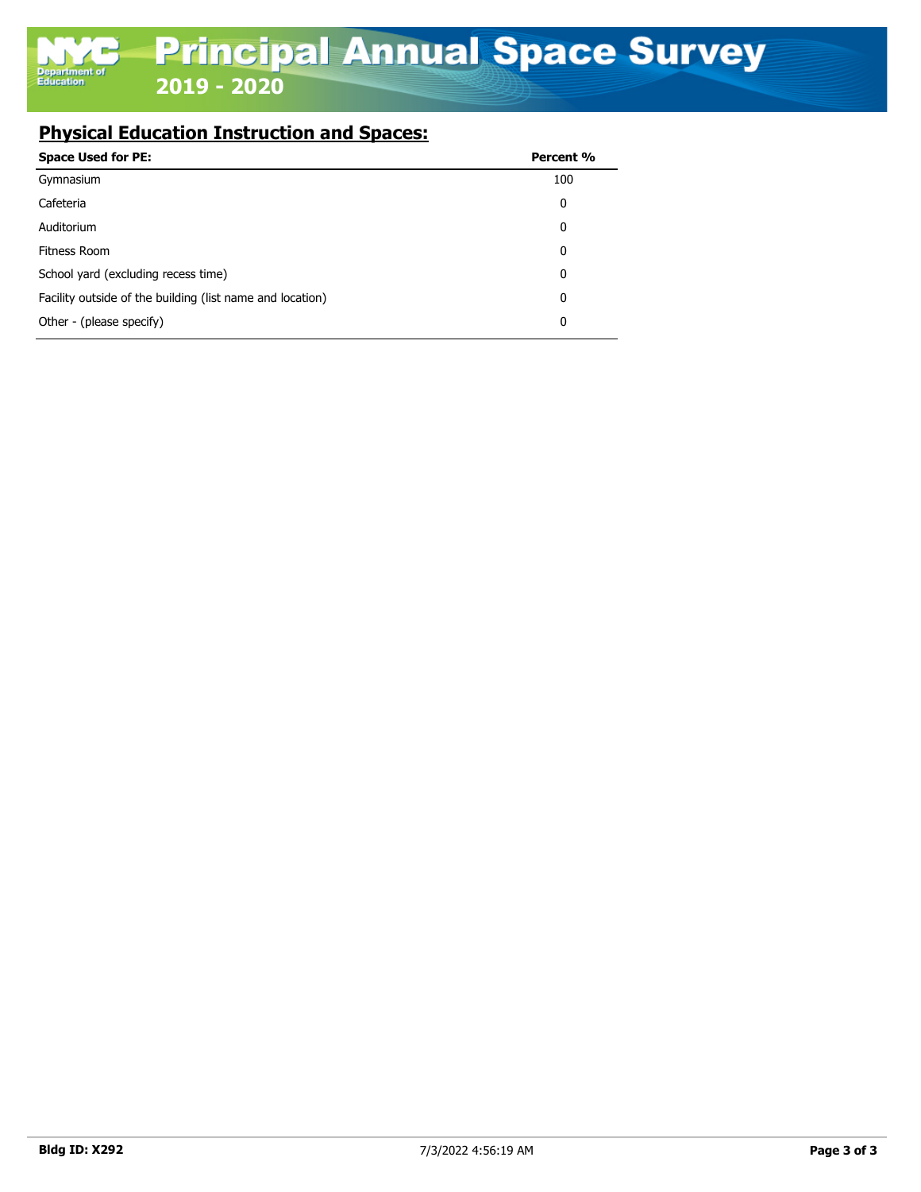## Physical Education Instruction and Spaces:

| Space Used for PE: | Percent % |
| --- | --- |
| Gymnasium | 100 |
| Cafeteria | 0 |
| Auditorium | 0 |
| Fitness Room | 0 |
| School yard (excluding recess time) | 0 |
| Facility outside of the building (list name and location) | 0 |
| Other - (please specify) | 0 |